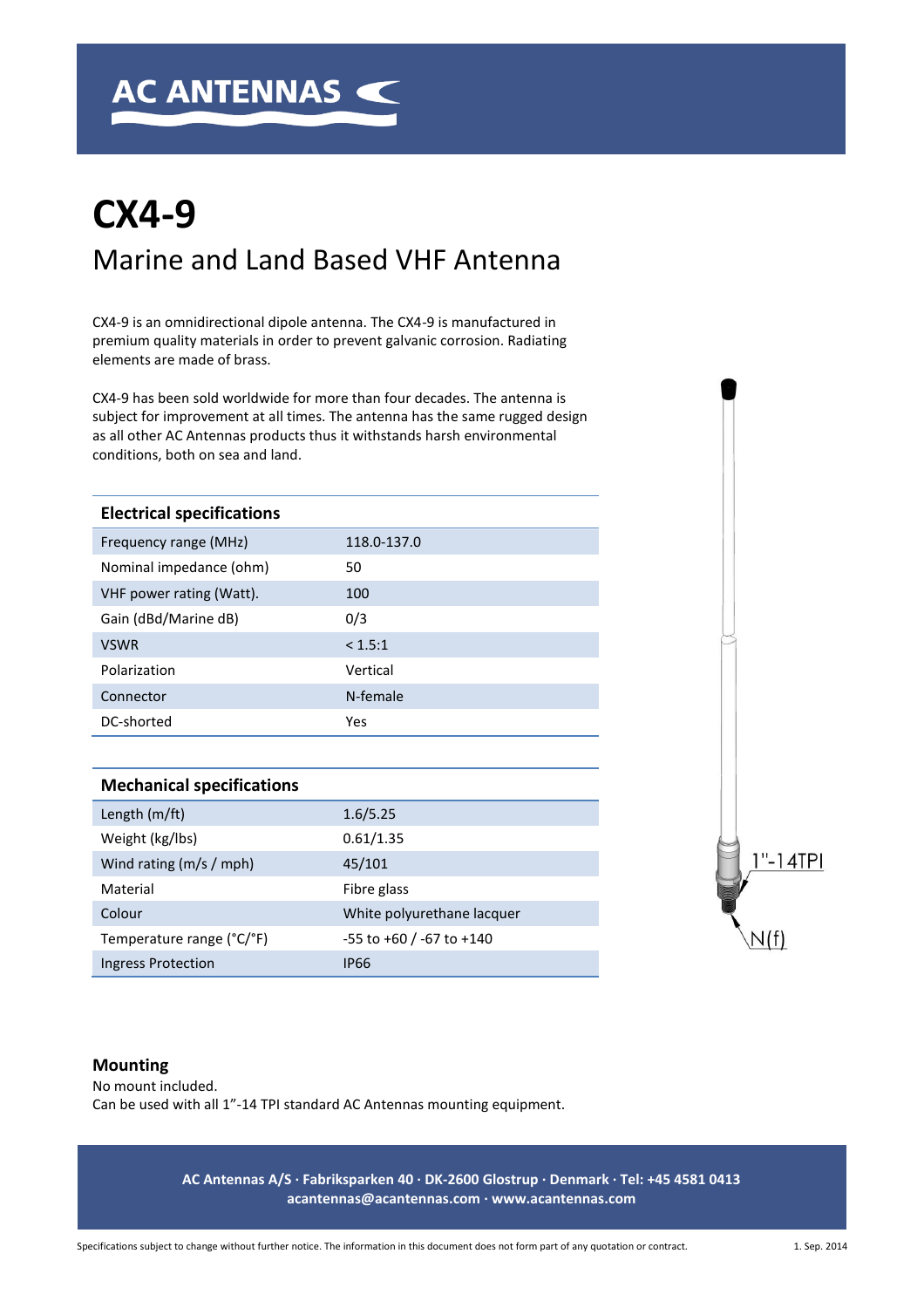# CX4-9

## Marine and Land Based VHF Antenna

CX4-9 is an omnidirectional dipole antenna. The CX4-9 is manufactured in premium quality materials in order to prevent galvanic corrosion. Radiating elements are made of brass.

CX4-9 has been sold worldwide for more than four decades. The antenna is subject for improvement at all times. The antenna has the same rugged design as all other AC Antennas products thus it withstands harsh environmental conditions, both on sea and land.

| Electrical specifications | |
|---|---|
| Frequency range (MHz) | 118.0-137.0 |
| Nominal impedance (ohm) | 50 |
| VHF power rating (Watt). | 100 |
| Gain (dBd/Marine dB) | 0/3 |
| VSWR | < 1.5:1 |
| Polarization | Vertical |
| Connector | N-female |
| DC-shorted | Yes |

| Mechanical specifications | |
|---|---|
| Length (m/ft) | 1.6/5.25 |
| Weight (kg/lbs) | 0.61/1.35 |
| Wind rating (m/s / mph) | 45/101 |
| Material | Fibre glass |
| Colour | White polyurethane lacquer |
| Temperature range (°C/°F) | -55 to +60 / -67 to +140 |
| Ingress Protection | IP66 |

1"-14TPI

N(f)

### Mounting

No mount included.
Can be used with all 1"-14 TPI standard AC Antennas mounting equipment.

**AC Antennas A/S · Fabriksparken 40 · DK-2600 Glostrup · Denmark · Tel: +45 4581 0413**
**acantennas@acantennas.com · www.acantennas.com**

Specifications subject to change without further notice. The information in this document does not form part of any quotation or contract. 1. Sep. 2014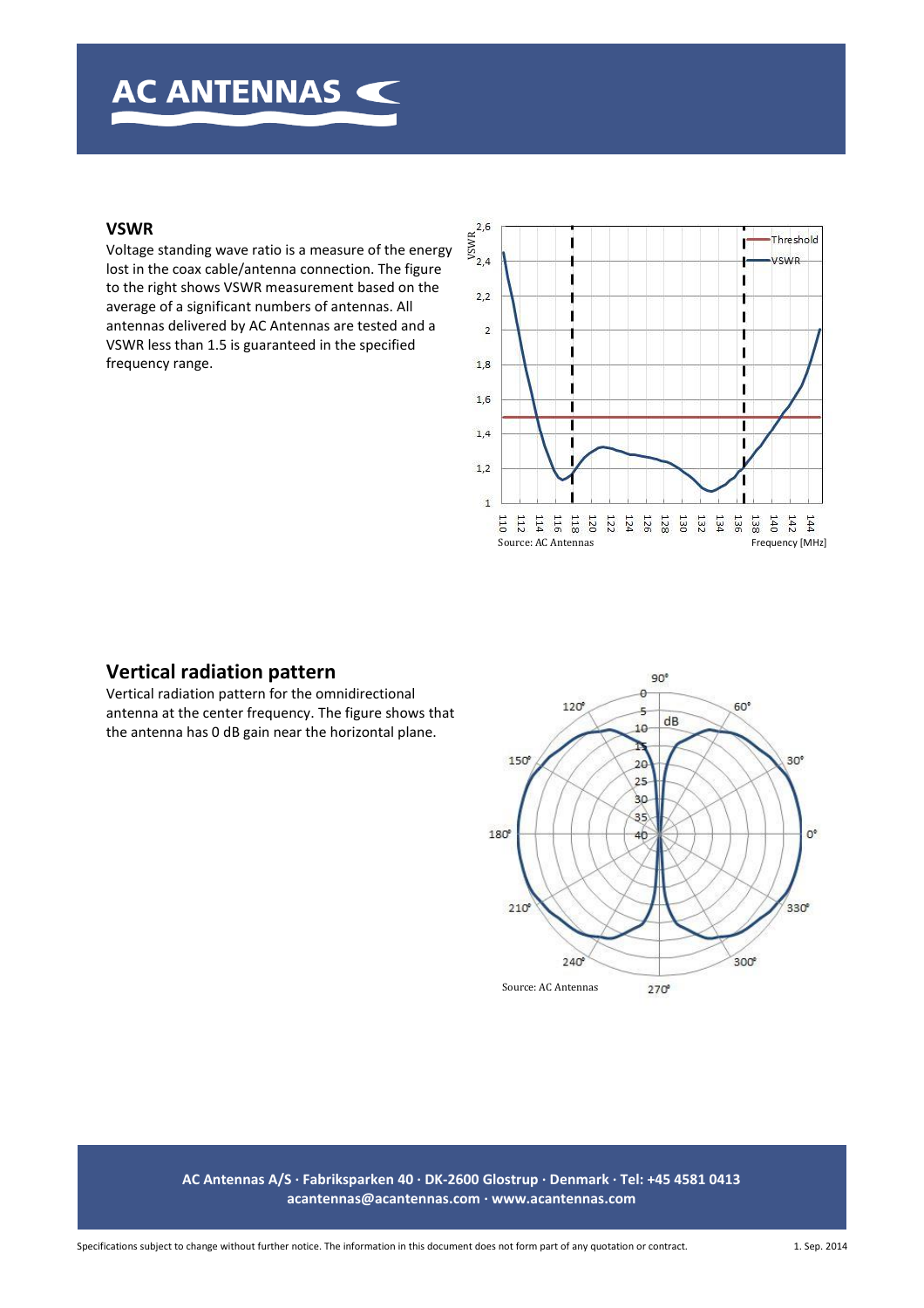AC ANTENNAS

### VSWR

Voltage standing wave ratio is a measure of the energy lost in the coax cable/antenna connection. The figure to the right shows VSWR measurement based on the average of a significant numbers of antennas. All antennas delivered by AC Antennas are tested and a VSWR less than 1.5 is guaranteed in the specified frequency range.

VSWR
2,6
2,4
2,2
2
1,8
1,6
1,4
1,2
1
110 112 114 116 118 120 122 124 126 128 130 132 134 136 138 140 142 144
Threshold
VSWR
Source: AC Antennas
Frequency [MHz]

## Vertical radiation pattern

Vertical radiation pattern for the omnidirectional antenna at the center frequency. The figure shows that the antenna has 0 dB gain near the horizontal plane.

90°
60°
30°
0°
330°
300°
270°
240°
210°
180°
150°
120°
0
5
10
15
20
25
30
35
40
dB
Source: AC Antennas

**AC Antennas A/S · Fabriksparken 40 · DK-2600 Glostrup · Denmark · Tel: +45 4581 0413**
**acantennas@acantennas.com · www.acantennas.com**

Specifications subject to change without further notice. The information in this document does not form part of any quotation or contract.

1. Sep. 2014